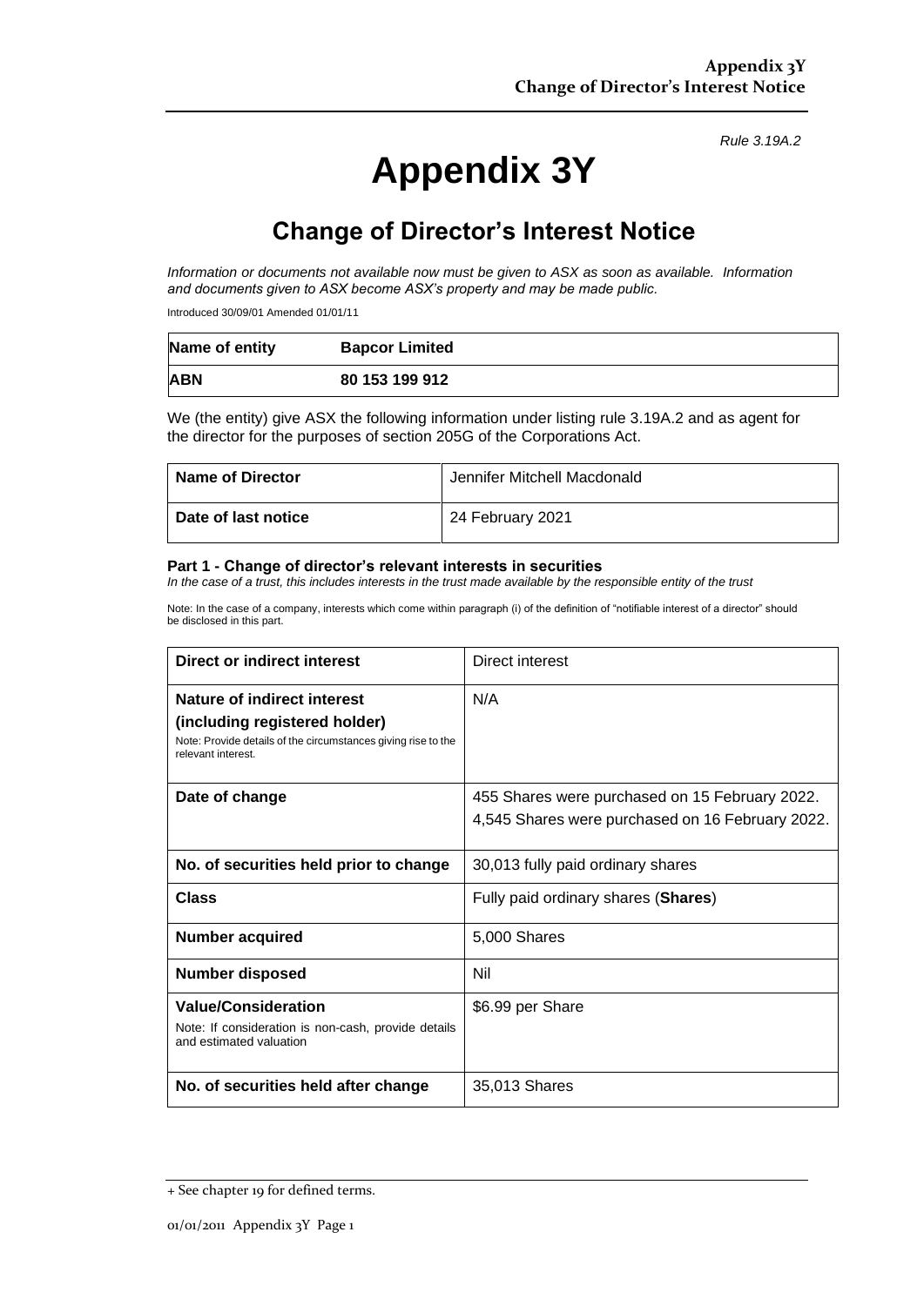*Rule 3.19A.2*

# Appendix 3Y

## Change of Director's Interest Notice

*Information or documents not available now must be given to ASX as soon as available. Information and documents given to ASX become ASX's property and may be made public.*

Introduced 30/09/01 Amended 01/01/11

| **Name of entity** | **Bapcor Limited** |
|---|---|
| **ABN** | **80 153 199 912** |

We (the entity) give ASX the following information under listing rule 3.19A.2 and as agent for the director for the purposes of section 205G of the Corporations Act.

| **Name of Director** | Jennifer Mitchell Macdonald |
|---|---|
| **Date of last notice** | 24 February 2021 |

#### Part 1 - Change of director's relevant interests in securities

*In the case of a trust, this includes interests in the trust made available by the responsible entity of the trust*

Note: In the case of a company, interests which come within paragraph (i) of the definition of "notifiable interest of a director" should be disclosed in this part.

| **Direct or indirect interest** | Direct interest |
|---|---|
| **Nature of indirect interest (including registered holder)** Note: Provide details of the circumstances giving rise to the relevant interest. | N/A |
| **Date of change** | 455 Shares were purchased on 15 February 2022. 4,545 Shares were purchased on 16 February 2022. |
| **No. of securities held prior to change** | 30,013 fully paid ordinary shares |
| **Class** | Fully paid ordinary shares (**Shares**) |
| **Number acquired** | 5,000 Shares |
| **Number disposed** | Nil |
| **Value/Consideration** Note: If consideration is non-cash, provide details and estimated valuation | $6.99 per Share |
| **No. of securities held after change** | 35,013 Shares |

+ See chapter 19 for defined terms.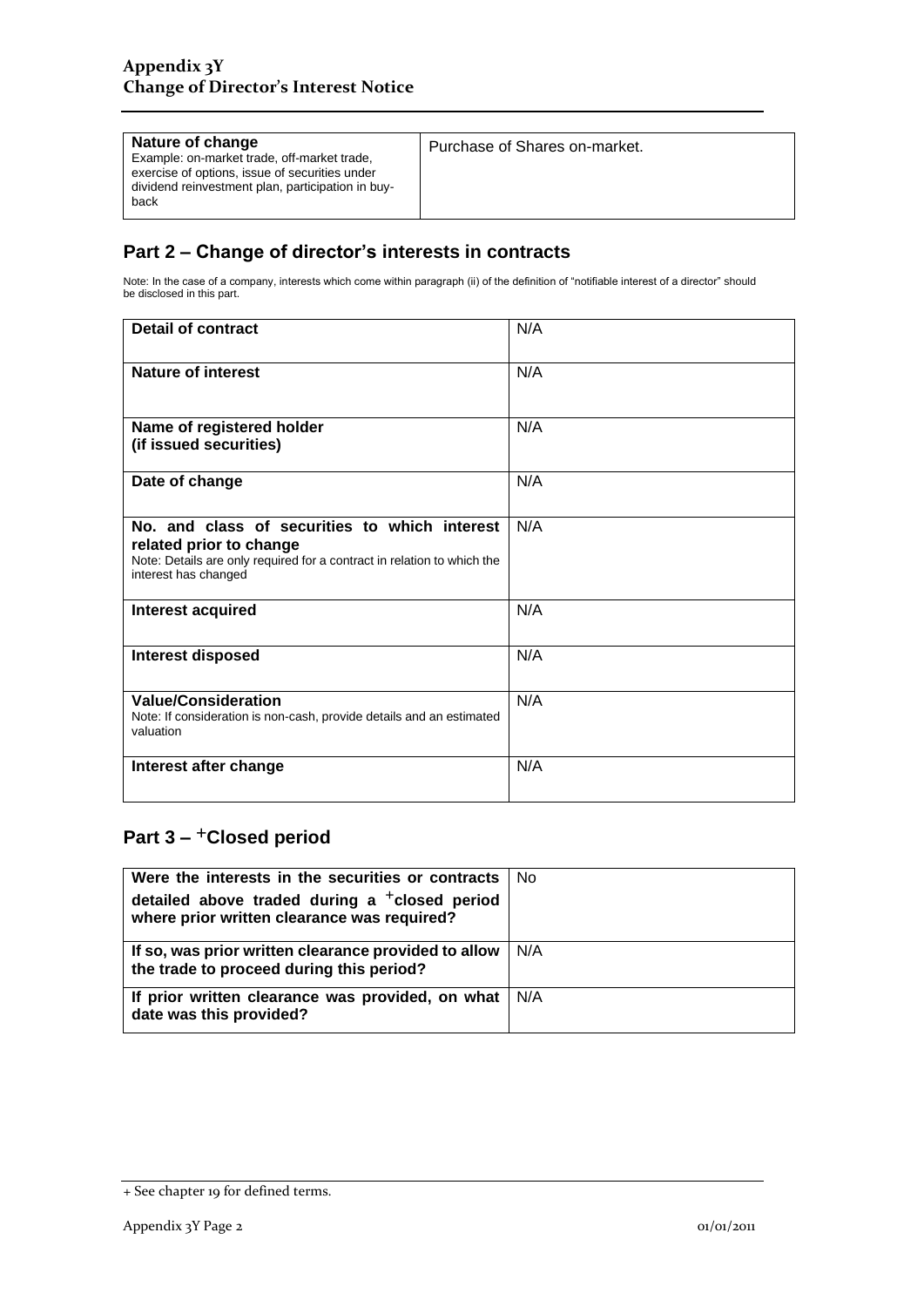| | |
|---|---|
| **Nature of change**<br>Example: on-market trade, off-market trade, exercise of options, issue of securities under dividend reinvestment plan, participation in buy-back | Purchase of Shares on-market. |

## Part 2 – Change of director's interests in contracts

Note: In the case of a company, interests which come within paragraph (ii) of the definition of "notifiable interest of a director" should be disclosed in this part.

| | |
|---|---|
| **Detail of contract** | N/A |
| **Nature of interest** | N/A |
| **Name of registered holder (if issued securities)** | N/A |
| **Date of change** | N/A |
| **No. and class of securities to which interest related prior to change**<br>Note: Details are only required for a contract in relation to which the interest has changed | N/A |
| **Interest acquired** | N/A |
| **Interest disposed** | N/A |
| **Value/Consideration**<br>Note: If consideration is non-cash, provide details and an estimated valuation | N/A |
| **Interest after change** | N/A |

## Part 3 – +Closed period

| | |
|---|---|
| **Were the interests in the securities or contracts detailed above traded during a +closed period where prior written clearance was required?** | No |
| **If so, was prior written clearance provided to allow the trade to proceed during this period?** | N/A |
| **If prior written clearance was provided, on what date was this provided?** | N/A |

+ See chapter 19 for defined terms.